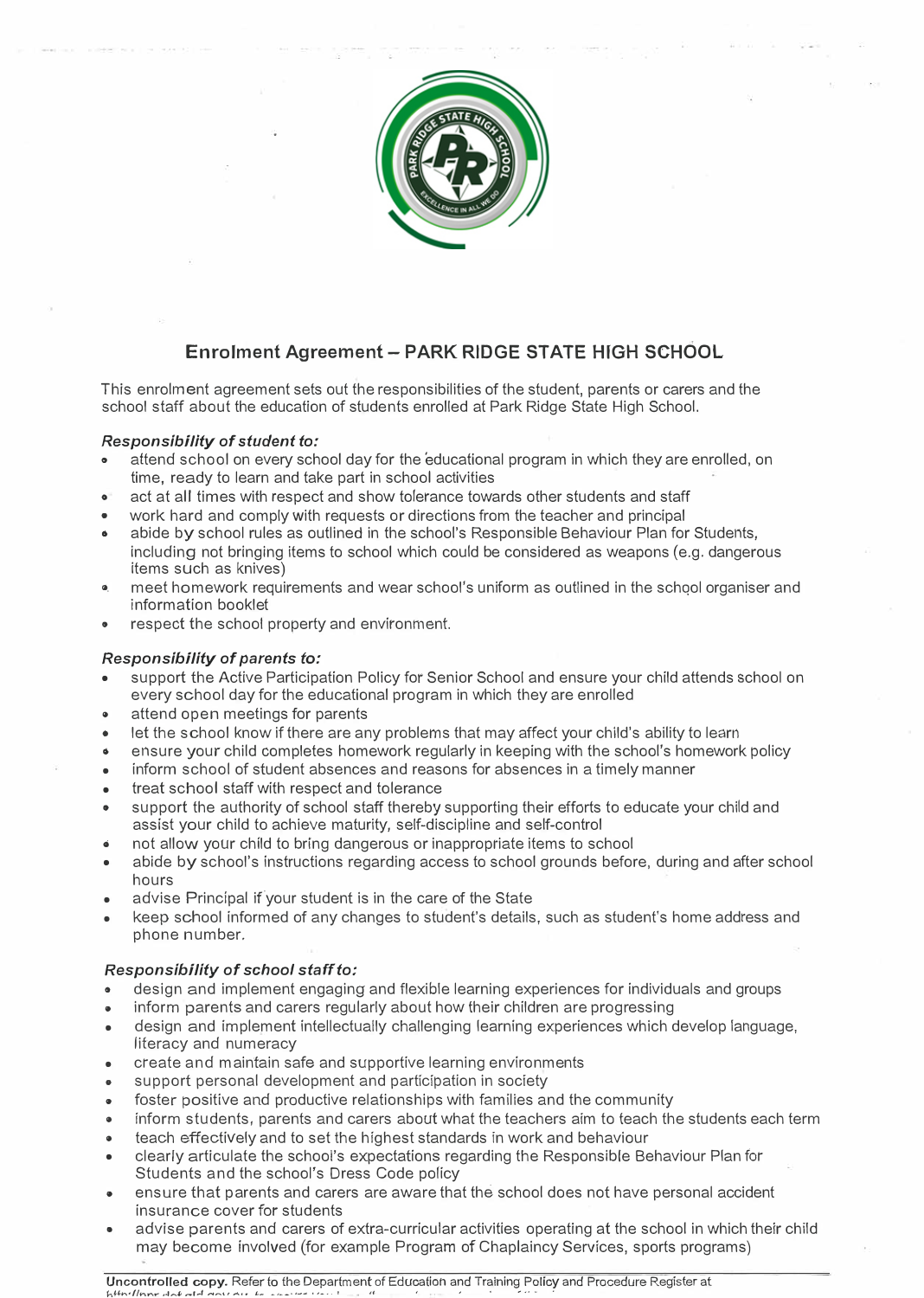## Enrolment Agreement – PARK RIDGE STATE HIGH SCHOOL

This enrolment agreement sets out the responsibilities of the student, parents or carers and the school staff about the education of students enrolled at Park Ridge State High School.

***Responsibility of student to:***

- attend school on every school day for the educational program in which they are enrolled, on time, ready to learn and take part in school activities
- act at all times with respect and show tolerance towards other students and staff
- work hard and comply with requests or directions from the teacher and principal
- abide by school rules as outlined in the school's Responsible Behaviour Plan for Students, including not bringing items to school which could be considered as weapons (e.g. dangerous items such as knives)
- meet homework requirements and wear school's uniform as outlined in the school organiser and information booklet
- respect the school property and environment.

***Responsibility of parents to:***

- support the Active Participation Policy for Senior School and ensure your child attends school on every school day for the educational program in which they are enrolled
- attend open meetings for parents
- let the school know if there are any problems that may affect your child's ability to learn
- ensure your child completes homework regularly in keeping with the school's homework policy
- inform school of student absences and reasons for absences in a timely manner
- treat school staff with respect and tolerance
- support the authority of school staff thereby supporting their efforts to educate your child and assist your child to achieve maturity, self-discipline and self-control
- not allow your child to bring dangerous or inappropriate items to school
- abide by school's instructions regarding access to school grounds before, during and after school hours
- advise Principal if your student is in the care of the State
- keep school informed of any changes to student's details, such as student's home address and phone number.

***Responsibility of school staff to:***

- design and implement engaging and flexible learning experiences for individuals and groups
- inform parents and carers regularly about how their children are progressing
- design and implement intellectually challenging learning experiences which develop language, literacy and numeracy
- create and maintain safe and supportive learning environments
- support personal development and participation in society
- foster positive and productive relationships with families and the community
- inform students, parents and carers about what the teachers aim to teach the students each term
- teach effectively and to set the highest standards in work and behaviour
- clearly articulate the school's expectations regarding the Responsible Behaviour Plan for Students and the school's Dress Code policy
- ensure that parents and carers are aware that the school does not have personal accident insurance cover for students
- advise parents and carers of extra-curricular activities operating at the school in which their child may become involved (for example Program of Chaplaincy Services, sports programs)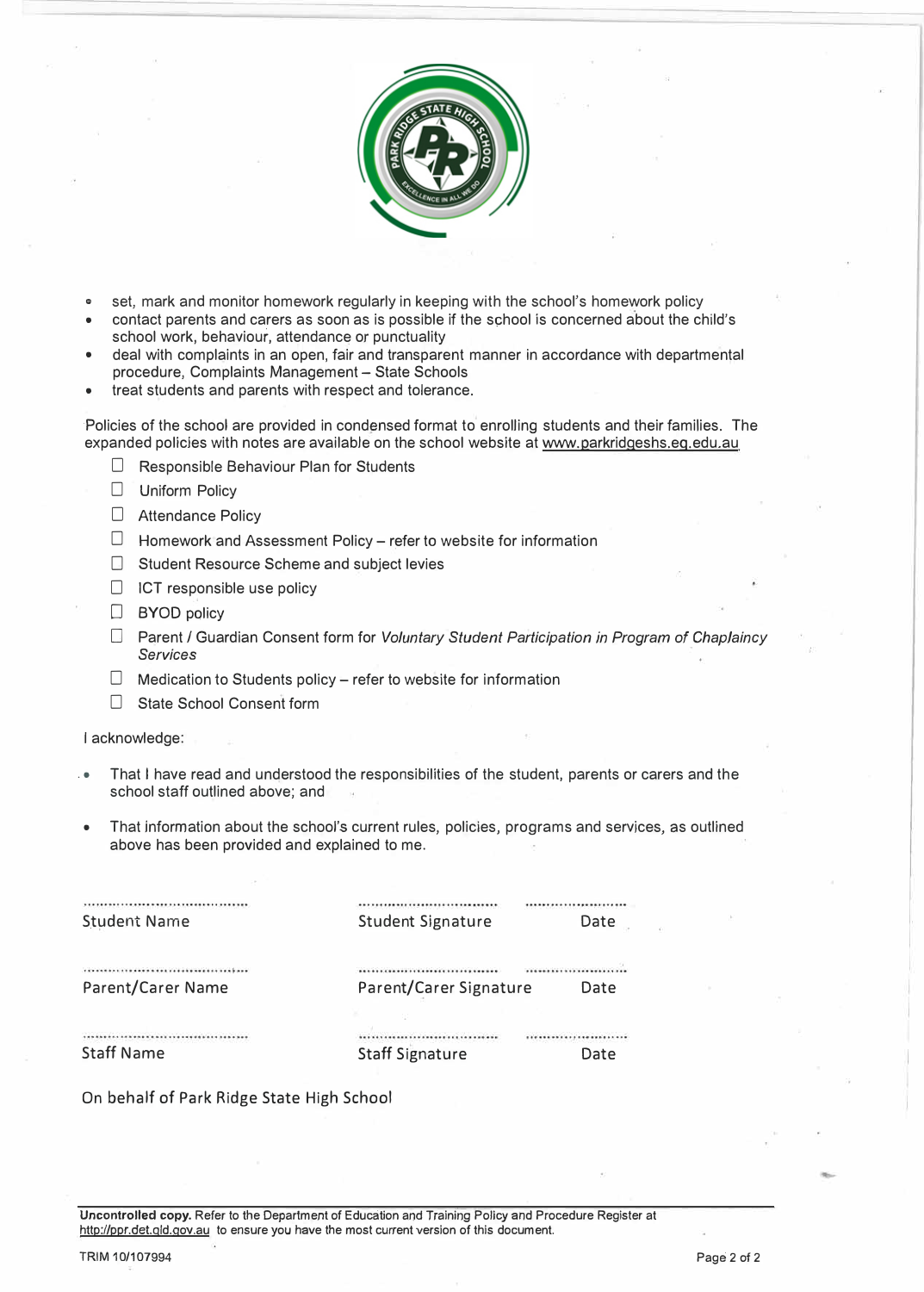- set, mark and monitor homework regularly in keeping with the school's homework policy
- contact parents and carers as soon as is possible if the school is concerned about the child's school work, behaviour, attendance or punctuality
- deal with complaints in an open, fair and transparent manner in accordance with departmental procedure, Complaints Management – State Schools
- treat students and parents with respect and tolerance.

Policies of the school are provided in condensed format to enrolling students and their families. The expanded policies with notes are available on the school website at www.parkridgeshs.eq.edu.au

- ☐ Responsible Behaviour Plan for Students
- ☐ Uniform Policy
- ☐ Attendance Policy
- ☐ Homework and Assessment Policy – refer to website for information
- ☐ Student Resource Scheme and subject levies
- ☐ ICT responsible use policy
- ☐ BYOD policy
- ☐ Parent / Guardian Consent form for *Voluntary Student Participation in Program of Chaplaincy Services*
- ☐ Medication to Students policy – refer to website for information
- ☐ State School Consent form

I acknowledge:

- That I have read and understood the responsibilities of the student, parents or carers and the school staff outlined above; and
- That information about the school's current rules, policies, programs and services, as outlined above has been provided and explained to me.

| | | |
|---|---|---|
| ........................................ | ................................ | ......................... |
| Student Name | Student Signature | Date |
| ........................................ | ................................ | ......................... |
| Parent/Carer Name | Parent/Carer Signature | Date |
| ........................................ | ................................ | ......................... |
| Staff Name | Staff Signature | Date |

On behalf of Park Ridge State High School

**Uncontrolled copy.** Refer to the Department of Education and Training Policy and Procedure Register at http://ppr.det.qld.gov.au to ensure you have the most current version of this document.

TRIM 10/107994